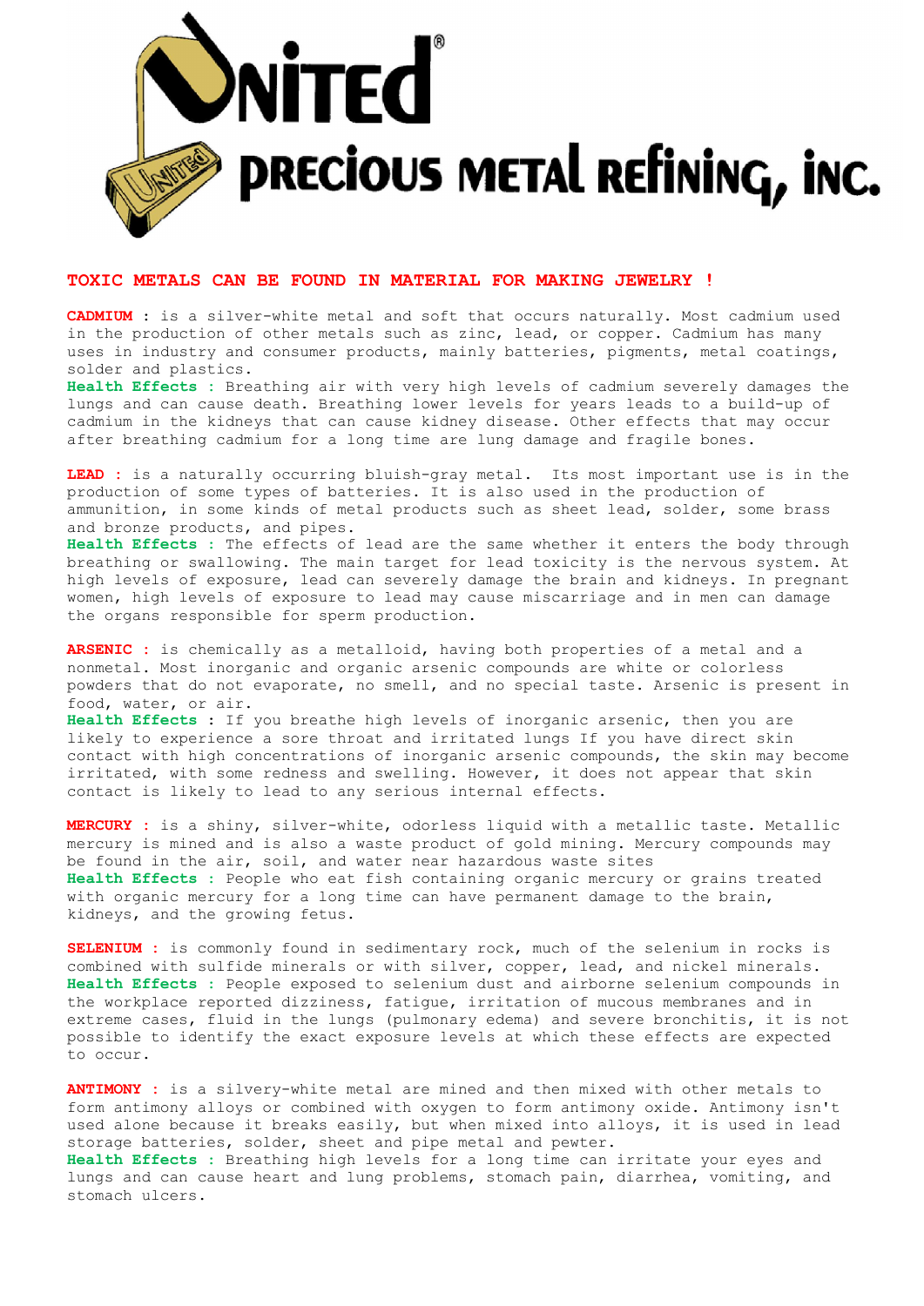# UNITED PRECIOUS METAL REFINING, INC.

## TOXIC METALS CAN BE FOUND IN MATERIAL FOR MAKING JEWELRY !

**CADMIUM** : is a silver-white metal and soft that occurs naturally. Most cadmium used in the production of other metals such as zinc, lead, or copper. Cadmium has many uses in industry and consumer products, mainly batteries, pigments, metal coatings, solder and plastics.
**Health Effects** : Breathing air with very high levels of cadmium severely damages the lungs and can cause death. Breathing lower levels for years leads to a build-up of cadmium in the kidneys that can cause kidney disease. Other effects that may occur after breathing cadmium for a long time are lung damage and fragile bones.

**LEAD** : is a naturally occurring bluish-gray metal. Its most important use is in the production of some types of batteries. It is also used in the production of ammunition, in some kinds of metal products such as sheet lead, solder, some brass and bronze products, and pipes.
**Health Effects** : The effects of lead are the same whether it enters the body through breathing or swallowing. The main target for lead toxicity is the nervous system. At high levels of exposure, lead can severely damage the brain and kidneys. In pregnant women, high levels of exposure to lead may cause miscarriage and in men can damage the organs responsible for sperm production.

**ARSENIC** : is chemically as a metalloid, having both properties of a metal and a nonmetal. Most inorganic and organic arsenic compounds are white or colorless powders that do not evaporate, no smell, and no special taste. Arsenic is present in food, water, or air.
**Health Effects** : If you breathe high levels of inorganic arsenic, then you are likely to experience a sore throat and irritated lungs If you have direct skin contact with high concentrations of inorganic arsenic compounds, the skin may become irritated, with some redness and swelling. However, it does not appear that skin contact is likely to lead to any serious internal effects.

**MERCURY** : is a shiny, silver-white, odorless liquid with a metallic taste. Metallic mercury is mined and is also a waste product of gold mining. Mercury compounds may be found in the air, soil, and water near hazardous waste sites
**Health Effects** : People who eat fish containing organic mercury or grains treated with organic mercury for a long time can have permanent damage to the brain, kidneys, and the growing fetus.

**SELENIUM** : is commonly found in sedimentary rock, much of the selenium in rocks is combined with sulfide minerals or with silver, copper, lead, and nickel minerals.
**Health Effects** : People exposed to selenium dust and airborne selenium compounds in the workplace reported dizziness, fatigue, irritation of mucous membranes and in extreme cases, fluid in the lungs (pulmonary edema) and severe bronchitis, it is not possible to identify the exact exposure levels at which these effects are expected to occur.

**ANTIMONY** : is a silvery-white metal are mined and then mixed with other metals to form antimony alloys or combined with oxygen to form antimony oxide. Antimony isn't used alone because it breaks easily, but when mixed into alloys, it is used in lead storage batteries, solder, sheet and pipe metal and pewter.
**Health Effects** : Breathing high levels for a long time can irritate your eyes and lungs and can cause heart and lung problems, stomach pain, diarrhea, vomiting, and stomach ulcers.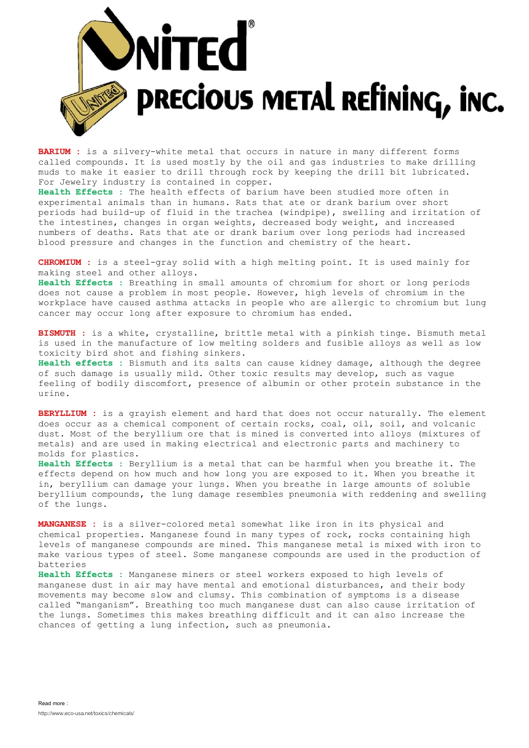**BARIUM :** is a silvery-white metal that occurs in nature in many different forms called compounds. It is used mostly by the oil and gas industries to make drilling muds to make it easier to drill through rock by keeping the drill bit lubricated. For Jewelry industry is contained in copper.
**Health Effects :** The health effects of barium have been studied more often in experimental animals than in humans. Rats that ate or drank barium over short periods had build-up of fluid in the trachea (windpipe), swelling and irritation of the intestines, changes in organ weights, decreased body weight, and increased numbers of deaths. Rats that ate or drank barium over long periods had increased blood pressure and changes in the function and chemistry of the heart.

**CHROMIUM :** is a steel-gray solid with a high melting point. It is used mainly for making steel and other alloys.
**Health Effects :** Breathing in small amounts of chromium for short or long periods does not cause a problem in most people. However, high levels of chromium in the workplace have caused asthma attacks in people who are allergic to chromium but lung cancer may occur long after exposure to chromium has ended.

**BISMUTH :** is a white, crystalline, brittle metal with a pinkish tinge. Bismuth metal is used in the manufacture of low melting solders and fusible alloys as well as low toxicity bird shot and fishing sinkers.
**Health effects :** Bismuth and its salts can cause kidney damage, although the degree of such damage is usually mild. Other toxic results may develop, such as vague feeling of bodily discomfort, presence of albumin or other protein substance in the urine.

**BERYLLIUM :** is a grayish element and hard that does not occur naturally. The element does occur as a chemical component of certain rocks, coal, oil, soil, and volcanic dust. Most of the beryllium ore that is mined is converted into alloys (mixtures of metals) and are used in making electrical and electronic parts and machinery to molds for plastics.
**Health Effects :** Beryllium is a metal that can be harmful when you breathe it. The effects depend on how much and how long you are exposed to it. When you breathe it in, beryllium can damage your lungs. When you breathe in large amounts of soluble beryllium compounds, the lung damage resembles pneumonia with reddening and swelling of the lungs.

**MANGANESE :** is a silver-colored metal somewhat like iron in its physical and chemical properties. Manganese found in many types of rock, rocks containing high levels of manganese compounds are mined. This manganese metal is mixed with iron to make various types of steel. Some manganese compounds are used in the production of batteries
**Health Effects :** Manganese miners or steel workers exposed to high levels of manganese dust in air may have mental and emotional disturbances, and their body movements may become slow and clumsy. This combination of symptoms is a disease called "manganism". Breathing too much manganese dust can also cause irritation of the lungs. Sometimes this makes breathing difficult and it can also increase the chances of getting a lung infection, such as pneumonia.

Read more :
http://www.eco-usa.net/toxics/chemicals/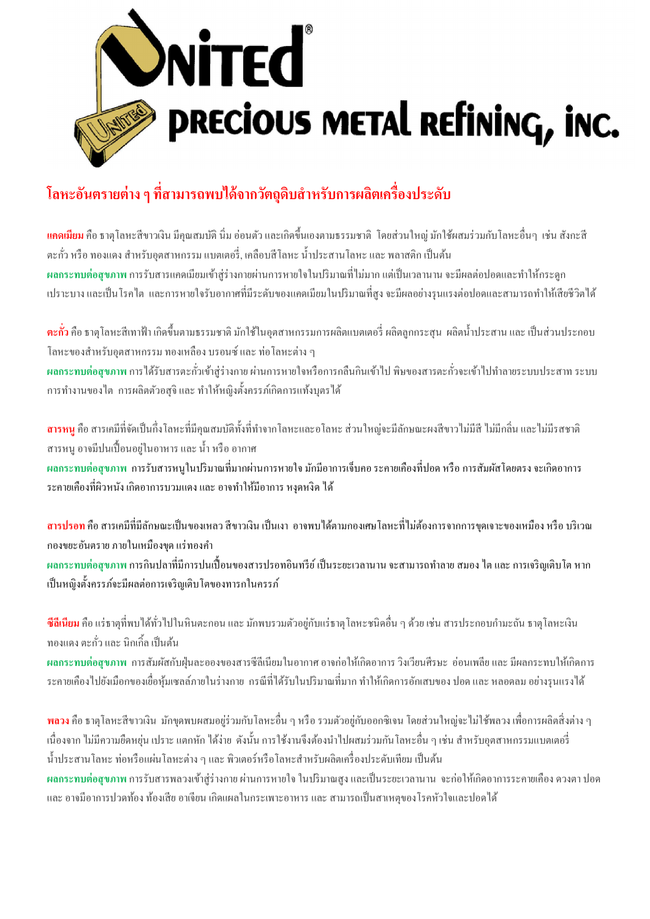## โลหะอันตรายต่าง ๆ ที่สามารถพบได้จากวัตถุดิบสำหรับการผลิตเครื่องประดับ

**แคดเมียม** คือ ธาตุโลหะสีขาวเงิน มีคุณสมบัติ นิ่ม อ่อนตัว และเกิดขึ้นเองตามธรรมชาติ โดยส่วนใหญ่ มักใช้ผสมร่วมกับโลหะอื่นๆ เช่น สังกะสี ตะกั่ว หรือ ทองแดง สำหรับอุตสาหกรรม แบตเตอรี่, เคลือบสีโลหะ น้ำประสานโลหะ และ พลาสติก เป็นต้น

**ผลกระทบต่อสุขภาพ** การรับสารแคดเมียมเข้าสู่ร่างกายผ่านการหายใจในปริมาณที่ไม่มาก แต่เป็นเวลานาน จะมีผลต่อปอดและทำให้กระดูกเปราะบาง และเป็นโรคไต และการหายใจรับอากาศที่มีระดับของแคดเมียมในปริมาณที่สูง จะมีผลอย่างรุนแรงต่อปอดและสามารถทำให้เสียชีวิตได้

**ตะกั่ว** คือ ธาตุโลหะสีเทาฟ้า เกิดขึ้นตามธรรมชาติ มักใช้ในอุตสาหกรรมการผลิตแบตเตอรี่ ผลิตลูกกระสุน ผลิตน้ำประสาน และ เป็นส่วนประกอบโลหะของสำหรับอุตสาหกรรม ทองเหลือง บรอนซ์ และ ท่อโลหะต่าง ๆ

**ผลกระทบต่อสุขภาพ** การ ได้รับสารตะกั่วเข้าสู่ร่างกาย ผ่านการหายใจหรือการกลืนกินเข้าไป พิษของสารตะกั่วจะเข้าไปทำลายระบบประสาท ระบบการทำงานของไต การผลิตตัวอสุจิ และ ทำให้หญิงตั้งครรภ์เกิดการแท้งบุตรได้

**สารหนู** คือ สารเคมีที่จัดเป็นกึ่งโลหะที่มีคุณสมบัติทั้งที่ทำจากโลหะและอโลหะ ส่วนใหญ่จะมีลักษณะผงสีขาวไม่มีสี ไม่มีกลิ่น และไม่มีรสชาติ สารหนู อาจมีปนเปื้อนอยู่ในอาหาร และ น้ำ หรือ อากาศ

**ผลกระทบต่อสุขภาพ** การรับสารหนูในปริมาณที่มากผ่านการหายใจ มักมีอาการเจ็บคอ ระคายเคืองที่ปอด หรือ การสัมผัสโดยตรง จะเกิดอาการระคายเคืองที่ผิวหนัง เกิดอาการบวมแดง และ อาจทำให้มีอาการ หงุดหงิด ได้

**สารปรอท** คือ สารเคมีที่มีลักษณะเป็นของเหลว สีขาวเงิน เป็นเงา อาจพบได้ตามกองเศษโลหะที่ไม่ต้องการจากการขุดเจาะของเหมือง หรือ บริเวณกองขยะอันตราย ภายในเหมืองขุด แร่ทองคำ

**ผลกระทบต่อสุขภาพ** การกินปลาที่มีการปนเปื้อนของสารปรอทอินทรีย์ เป็นระยะเวลานาน จะสามารถทำลาย สมอง ไต และ การเจริญเติบโต หากเป็นหญิงตั้งครรภ์จะมีผลต่อการเจริญเติบโตของทารกในครรภ์

**ซีลีเนียม** คือ แร่ธาตุที่พบได้ทั่วไปในหินตะกอน และ มักพบรวมตัวอยู่กับแร่ธาตุโลหะชนิดอื่น ๆ ด้วย เช่น สารประกอบกำมะถัน ธาตุโลหะเงิน ทองแดง ตะกั่ว และ นิกเกิล เป็นต้น

**ผลกระทบต่อสุขภาพ** การสัมผัสกับฝุ่นละอองของสารซีลีเนียมในอากาศ อาจก่อให้เกิดอาการ วิงเวียนศีรษะ อ่อนเพลีย และ มีผลกระทบให้เกิดการระคายเคืองไปยังเยื่อของเยื่อหุ้มเซลล์ภายในร่างกาย กรณีที่ได้รับในปริมาณที่มาก ทำให้เกิดการอักเสบของ ปอด และ หลอดลม อย่างรุนแรงได้

**พลวง** คือ ธาตุโลหะสีขาวเงิน มักขุดพบผสมอยู่ร่วมกับโลหะอื่น ๆ หรือ รวมตัวอยู่กับออกซิเจน โดยส่วนใหญ่จะไม่ใช้พลวง เพื่อการผลิตสิ่งต่าง ๆ เนื่องจาก ไม่มีความยืดหยุ่น เปราะ แตกหัก ได้ง่าย ดังนั้น การใช้งานจึงต้องนำไปผสมร่วมกันโลหะอื่น ๆ เช่น สำหรับอุตสาหกรรมแบตเตอรี่ น้ำประสานโลหะ ท่อหรือแผ่นโลหะต่าง ๆ และ พิวเตอร์หรือโลหะสำหรับผลิตเครื่องประดับเทียม เป็นต้น

**ผลกระทบต่อสุขภาพ** การรับสารพลวงเข้าสู่ร่างกาย ผ่านการหายใจ ในปริมาณสูง และเป็นระยะเวลานาน จะก่อให้เกิดอาการระคายเคือง ดวงตา ปอด และ อาจมีอาการปวดท้อง ท้องเสีย อาเจียน เกิดแผลในกระเพาะอาหาร และ สามารถเป็นสาเหตุของโรคหัวใจและปอดได้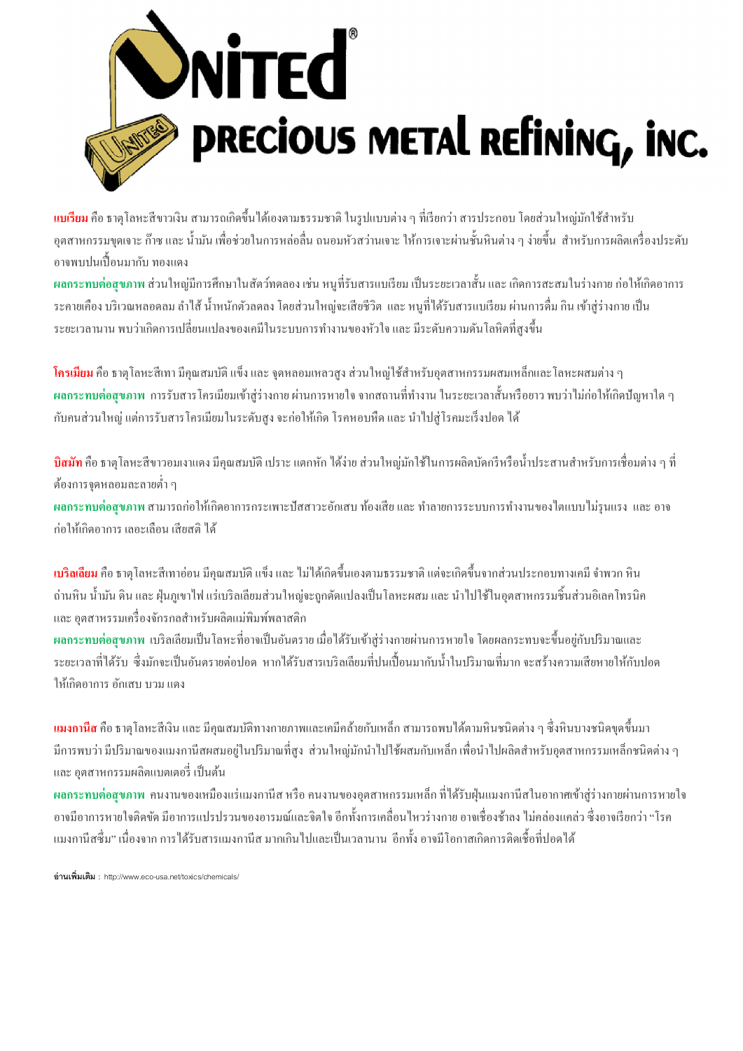**แบเรียม** คือ ธาตุโลหะสีขาวเงิน สามารถเกิดขึ้นได้เองตามธรรมชาติ ในรูปแบบต่าง ๆ ที่เรียกว่า สารประกอบ โดยส่วนใหญ่มักใช้สำหรับอุตสาหกรรมขุดเจาะ ก๊าซ และ น้ำมัน เพื่อช่วยในการหล่อลื่น ถนอมหัวสว่านเจาะ ให้การเจาะผ่านชั้นหินต่าง ๆ ง่ายขึ้น สำหรับการผลิตเครื่องประดับ อาจพบปนเปื้อนมากับ ทองแดง

**ผลกระทบต่อสุขภาพ** ส่วนใหญ่มีการศึกษาในสัตว์ทดลอง เช่น หนูที่รับสารแบเรียม เป็นระยะเวลาสั้น และ เกิดการสะสมในร่างกาย ก่อให้เกิดอาการระคายเคือง บริเวณหลอดลม ลำไส้ น้ำหนักตัวลดลง โดยส่วนใหญ่จะเสียชีวิต และ หนูที่ได้รับสารแบเรียม ผ่านการดื่ม กิน เข้าสู่ร่างกาย เป็นระยะเวลานาน พบว่าเกิดการเปลี่ยนแปลงของเคมีในระบบการทำงานของหัวใจ และ มีระดับความดันโลหิตที่สูงขึ้น

**โครเมียม** คือ ธาตุโลหะสีเทา มีคุณสมบัติ แข็ง และ จุดหลอมเหลวสูง ส่วนใหญ่ใช้สำหรับอุตสาหกรรมผสมเหล็กและโลหะผสมต่าง ๆ

**ผลกระทบต่อสุขภาพ** การรับสารโครเมียมเข้าสู่ร่างกาย ผ่านการหายใจ จากสถานที่ทำงาน ในระยะเวลาสั้นหรือยาว พบว่าไม่ก่อให้เกิดปัญหาใด ๆ กับคนส่วนใหญ่ แต่การรับสารโครเมียมในระดับสูง จะก่อให้เกิด โรคหอบหืด และ นำไปสู่โรคมะเร็งปอด ได้

**บิสมัท** คือ ธาตุโลหะสีขาวอมเงาแดง มีคุณสมบัติ เปราะ แตกหัก ได้ง่าย ส่วนใหญ่มักใช้ในการผลิตบัดกรีหรือน้ำประสานสำหรับการเชื่อมต่าง ๆ ที่ต้องการจุดหลอมละลายต่ำ ๆ

**ผลกระทบต่อสุขภาพ** สามารถก่อให้เกิดอาการกระเพาะปัสสาวะอักเสบ ท้องเสีย และ ทำลายการระบบการทำงานของไตแบบไม่รุนแรง และ อาจก่อให้เกิดอาการ เลอะเลือน เสียสติ ได้

**เบริลเลียม** คือ ธาตุโลหะสีเทาอ่อน มีคุณสมบัติ แข็ง และ ไม่ได้เกิดขึ้นเองตามธรรมชาติ แต่จะเกิดขึ้นจากส่วนประกอบทางเคมี จำพวก หิน ถ่านหิน น้ำมัน ดิน และ ฝุ่นภูเขาไฟ แร่เบริลเลียมส่วนใหญ่จะถูกดัดแปลงเป็นโลหะผสม และ นำไปใช้ในอุตสาหกรรมชิ้นส่วนอิเลคโทรนิค และ อุตสาหรรมเครื่องจักรกลสำหรับผลิตแม่พิมพ์พลาสติก

**ผลกระทบต่อสุขภาพ** เบริลเลียมเป็นโลหะที่อาจเป็นอันตราย เมื่อได้รับเข้าสู่ร่างกายผ่านการหายใจ โดยผลกระทบจะขึ้นอยู่กับปริมาณและระยะเวลาที่ได้รับ ซึ่งมักจะเป็นอันตรายต่อปอด หากได้รับสารเบริลเลียมที่ปนเปื้อนมากับน้ำในปริมาณที่มาก จะสร้างความเสียหายให้กับปอด ให้เกิดอาการ อักเสบ บวม แดง

**แมงกานีส** คือ ธาตุโลหะสีเงิน และ มีคุณสมบัติทางกายภาพและเคมีคล้ายกับเหล็ก สามารถพบได้ตามหินชนิดต่าง ๆ ซึ่งหินบางชนิดขุดขึ้นมามีการพบว่า มีปริมาณของแมงกานีสผสมอยู่ในปริมาณที่สูง ส่วนใหญ่มักนำไปใช้ผสมกับเหล็ก เพื่อนำไปผลิตสำหรับอุตสาหกรรมเหล็กชนิดต่าง ๆ และ อุตสาหกรรมผลิตแบตเตอรี่ เป็นต้น

**ผลกระทบต่อสุขภาพ** คนงานของเหมืองแร่แมงกานีส หรือ คนงานของอุตสาหกรรมเหล็ก ที่ได้รับฝุ่นแมงกานีสในอากาศเข้าสู่ร่างกายผ่านการหายใจ อาจมีอาการหายใจติดขัด มีอาการแปรปรวนของอารมณ์และจิตใจ อีกทั้งการเคลื่อนไหวร่างกาย อาจเชื่องช้าลง ไม่คล่องแคล่ว ซึ่งอาจเรียกว่า "โรคแมงกานีสซึ่ม" เนื่องจาก การได้รับสารแมงกานีส มากเกินไปและเป็นเวลานาน อีกทั้ง อาจมีโอกาสเกิดการติดเชื้อที่ปอดได้

**อ่านเพิ่มเติม** : http://www.eco-usa.net/toxics/chemicals/